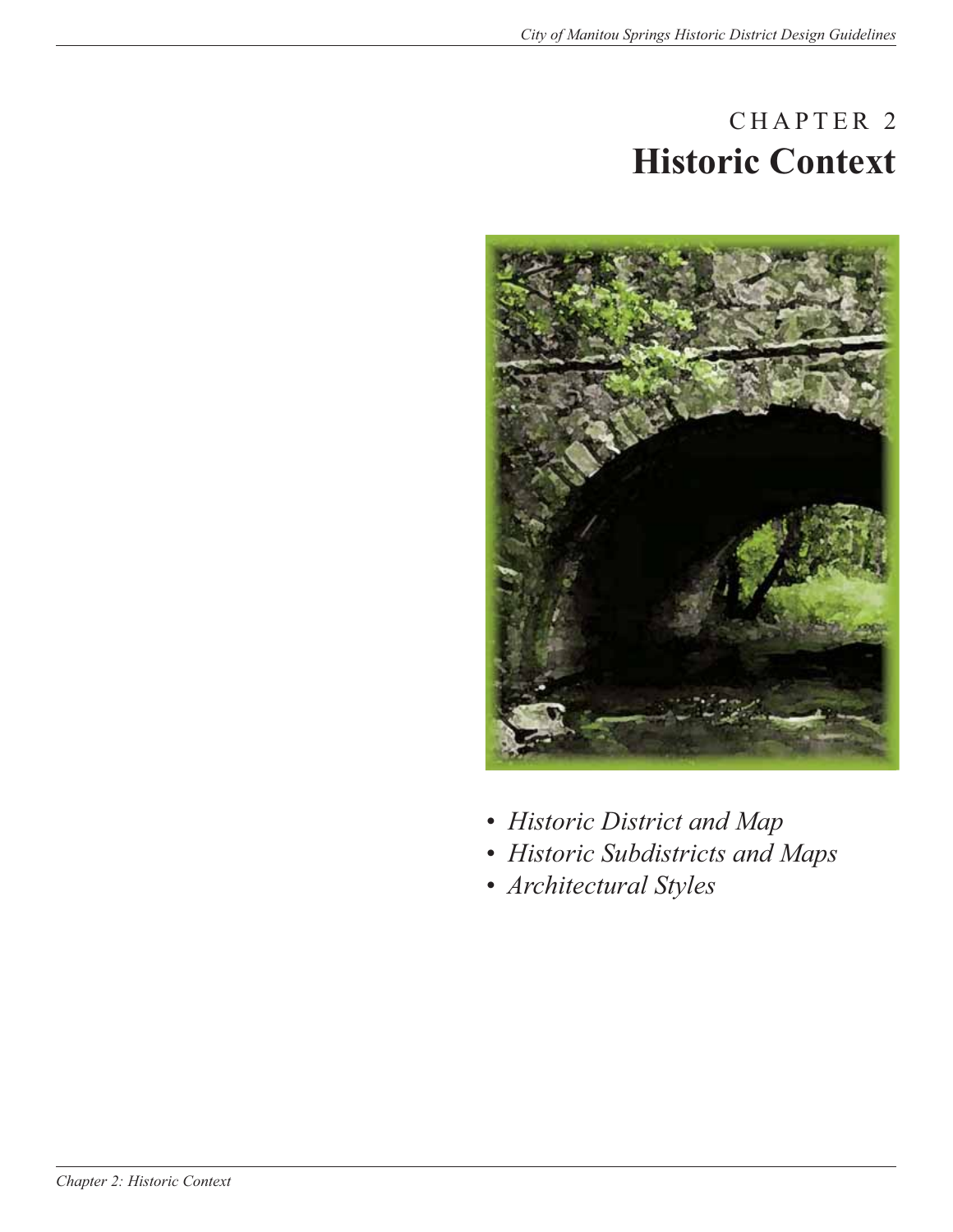# CHAPTER 2
# Historic Context

- *Historic District and Map*
- *Historic Subdistricts and Maps*
- *Architectural Styles*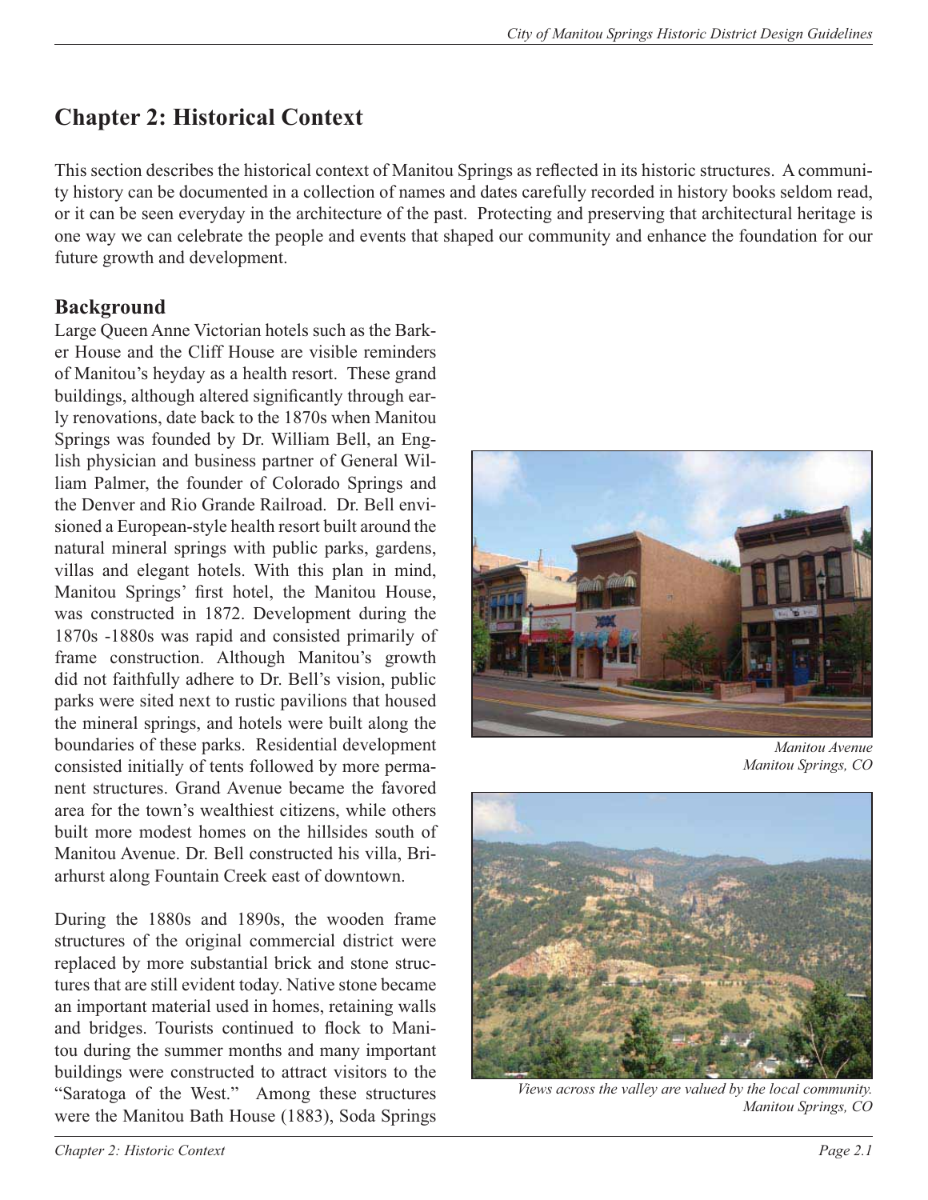# Chapter 2: Historical Context

This section describes the historical context of Manitou Springs as reflected in its historic structures. A community history can be documented in a collection of names and dates carefully recorded in history books seldom read, or it can be seen everyday in the architecture of the past. Protecting and preserving that architectural heritage is one way we can celebrate the people and events that shaped our community and enhance the foundation for our future growth and development.

## Background

Large Queen Anne Victorian hotels such as the Barker House and the Cliff House are visible reminders of Manitou's heyday as a health resort. These grand buildings, although altered significantly through early renovations, date back to the 1870s when Manitou Springs was founded by Dr. William Bell, an English physician and business partner of General William Palmer, the founder of Colorado Springs and the Denver and Rio Grande Railroad. Dr. Bell envisioned a European-style health resort built around the natural mineral springs with public parks, gardens, villas and elegant hotels. With this plan in mind, Manitou Springs' first hotel, the Manitou House, was constructed in 1872. Development during the 1870s -1880s was rapid and consisted primarily of frame construction. Although Manitou's growth did not faithfully adhere to Dr. Bell's vision, public parks were sited next to rustic pavilions that housed the mineral springs, and hotels were built along the boundaries of these parks. Residential development consisted initially of tents followed by more permanent structures. Grand Avenue became the favored area for the town's wealthiest citizens, while others built more modest homes on the hillsides south of Manitou Avenue. Dr. Bell constructed his villa, Briarhurst along Fountain Creek east of downtown.

*Manitou Avenue*
*Manitou Springs, CO*

*Views across the valley are valued by the local community.*
*Manitou Springs, CO*

During the 1880s and 1890s, the wooden frame structures of the original commercial district were replaced by more substantial brick and stone structures that are still evident today. Native stone became an important material used in homes, retaining walls and bridges. Tourists continued to flock to Manitou during the summer months and many important buildings were constructed to attract visitors to the "Saratoga of the West." Among these structures were the Manitou Bath House (1883), Soda Springs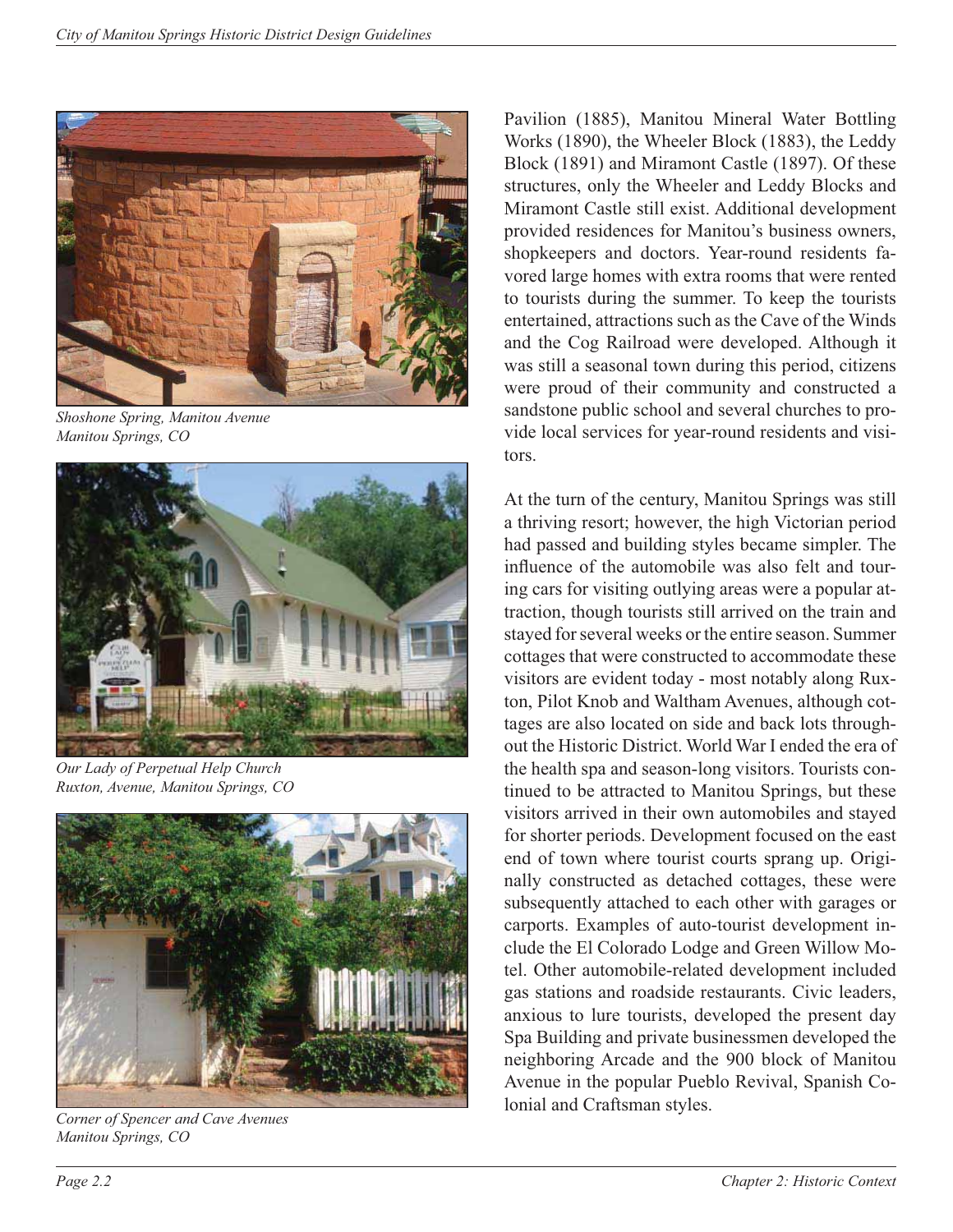*Shoshone Spring, Manitou Avenue Manitou Springs, CO*

*Our Lady of Perpetual Help Church Ruxton, Avenue, Manitou Springs, CO*

*Corner of Spencer and Cave Avenues Manitou Springs, CO*

Pavilion (1885), Manitou Mineral Water Bottling Works (1890), the Wheeler Block (1883), the Leddy Block (1891) and Miramont Castle (1897). Of these structures, only the Wheeler and Leddy Blocks and Miramont Castle still exist. Additional development provided residences for Manitou's business owners, shopkeepers and doctors. Year-round residents favored large homes with extra rooms that were rented to tourists during the summer. To keep the tourists entertained, attractions such as the Cave of the Winds and the Cog Railroad were developed. Although it was still a seasonal town during this period, citizens were proud of their community and constructed a sandstone public school and several churches to provide local services for year-round residents and visitors.

At the turn of the century, Manitou Springs was still a thriving resort; however, the high Victorian period had passed and building styles became simpler. The influence of the automobile was also felt and touring cars for visiting outlying areas were a popular attraction, though tourists still arrived on the train and stayed for several weeks or the entire season. Summer cottages that were constructed to accommodate these visitors are evident today - most notably along Ruxton, Pilot Knob and Waltham Avenues, although cottages are also located on side and back lots throughout the Historic District. World War I ended the era of the health spa and season-long visitors. Tourists continued to be attracted to Manitou Springs, but these visitors arrived in their own automobiles and stayed for shorter periods. Development focused on the east end of town where tourist courts sprang up. Originally constructed as detached cottages, these were subsequently attached to each other with garages or carports. Examples of auto-tourist development include the El Colorado Lodge and Green Willow Motel. Other automobile-related development included gas stations and roadside restaurants. Civic leaders, anxious to lure tourists, developed the present day Spa Building and private businessmen developed the neighboring Arcade and the 900 block of Manitou Avenue in the popular Pueblo Revival, Spanish Colonial and Craftsman styles.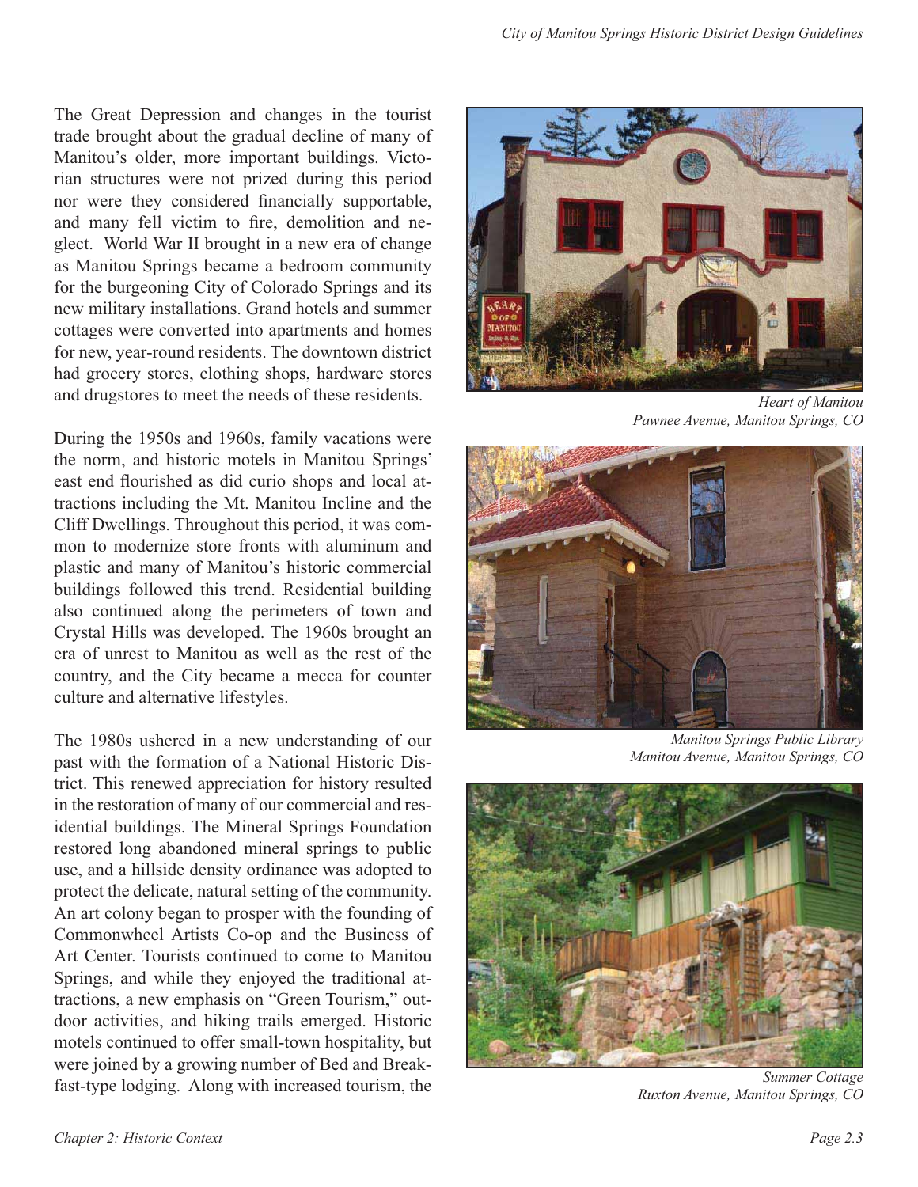The Great Depression and changes in the tourist trade brought about the gradual decline of many of Manitou's older, more important buildings. Victorian structures were not prized during this period nor were they considered financially supportable, and many fell victim to fire, demolition and neglect. World War II brought in a new era of change as Manitou Springs became a bedroom community for the burgeoning City of Colorado Springs and its new military installations. Grand hotels and summer cottages were converted into apartments and homes for new, year-round residents. The downtown district had grocery stores, clothing shops, hardware stores and drugstores to meet the needs of these residents.

During the 1950s and 1960s, family vacations were the norm, and historic motels in Manitou Springs' east end flourished as did curio shops and local attractions including the Mt. Manitou Incline and the Cliff Dwellings. Throughout this period, it was common to modernize store fronts with aluminum and plastic and many of Manitou's historic commercial buildings followed this trend. Residential building also continued along the perimeters of town and Crystal Hills was developed. The 1960s brought an era of unrest to Manitou as well as the rest of the country, and the City became a mecca for counter culture and alternative lifestyles.

The 1980s ushered in a new understanding of our past with the formation of a National Historic District. This renewed appreciation for history resulted in the restoration of many of our commercial and residential buildings. The Mineral Springs Foundation restored long abandoned mineral springs to public use, and a hillside density ordinance was adopted to protect the delicate, natural setting of the community. An art colony began to prosper with the founding of Commonwheel Artists Co-op and the Business of Art Center. Tourists continued to come to Manitou Springs, and while they enjoyed the traditional attractions, a new emphasis on "Green Tourism," outdoor activities, and hiking trails emerged. Historic motels continued to offer small-town hospitality, but were joined by a growing number of Bed and Breakfast-type lodging. Along with increased tourism, the

*Heart of Manitou*
*Pawnee Avenue, Manitou Springs, CO*

*Manitou Springs Public Library*
*Manitou Avenue, Manitou Springs, CO*

*Summer Cottage*
*Ruxton Avenue, Manitou Springs, CO*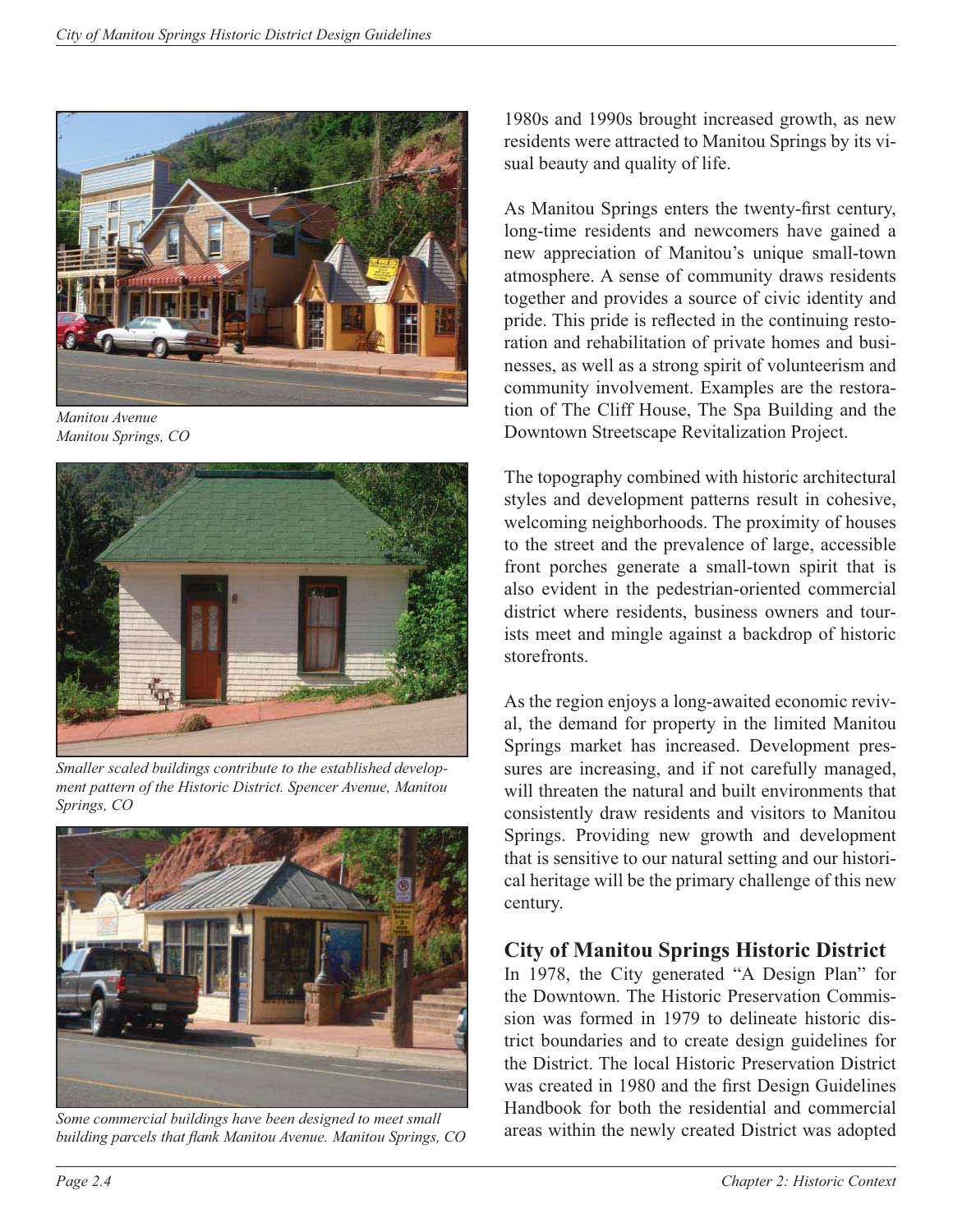*Manitou Avenue*
*Manitou Springs, CO*

*Smaller scaled buildings contribute to the established development pattern of the Historic District. Spencer Avenue, Manitou Springs, CO*

*Some commercial buildings have been designed to meet small building parcels that flank Manitou Avenue. Manitou Springs, CO*

1980s and 1990s brought increased growth, as new residents were attracted to Manitou Springs by its visual beauty and quality of life.

As Manitou Springs enters the twenty-first century, long-time residents and newcomers have gained a new appreciation of Manitou's unique small-town atmosphere. A sense of community draws residents together and provides a source of civic identity and pride. This pride is reflected in the continuing restoration and rehabilitation of private homes and businesses, as well as a strong spirit of volunteerism and community involvement. Examples are the restoration of The Cliff House, The Spa Building and the Downtown Streetscape Revitalization Project.

The topography combined with historic architectural styles and development patterns result in cohesive, welcoming neighborhoods. The proximity of houses to the street and the prevalence of large, accessible front porches generate a small-town spirit that is also evident in the pedestrian-oriented commercial district where residents, business owners and tourists meet and mingle against a backdrop of historic storefronts.

As the region enjoys a long-awaited economic revival, the demand for property in the limited Manitou Springs market has increased. Development pressures are increasing, and if not carefully managed, will threaten the natural and built environments that consistently draw residents and visitors to Manitou Springs. Providing new growth and development that is sensitive to our natural setting and our historical heritage will be the primary challenge of this new century.

## City of Manitou Springs Historic District

In 1978, the City generated "A Design Plan" for the Downtown. The Historic Preservation Commission was formed in 1979 to delineate historic district boundaries and to create design guidelines for the District. The local Historic Preservation District was created in 1980 and the first Design Guidelines Handbook for both the residential and commercial areas within the newly created District was adopted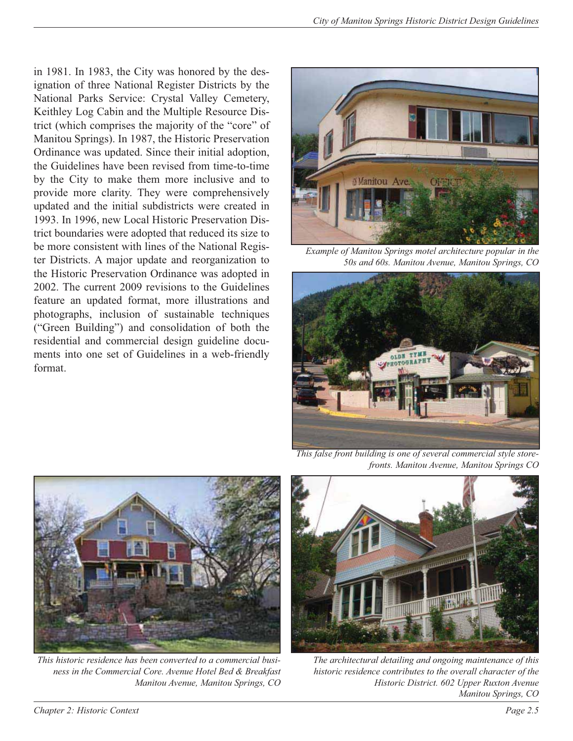in 1981. In 1983, the City was honored by the designation of three National Register Districts by the National Parks Service: Crystal Valley Cemetery, Keithley Log Cabin and the Multiple Resource District (which comprises the majority of the "core" of Manitou Springs). In 1987, the Historic Preservation Ordinance was updated. Since their initial adoption, the Guidelines have been revised from time-to-time by the City to make them more inclusive and to provide more clarity. They were comprehensively updated and the initial subdistricts were created in 1993. In 1996, new Local Historic Preservation District boundaries were adopted that reduced its size to be more consistent with lines of the National Register Districts. A major update and reorganization to the Historic Preservation Ordinance was adopted in 2002. The current 2009 revisions to the Guidelines feature an updated format, more illustrations and photographs, inclusion of sustainable techniques ("Green Building") and consolidation of both the residential and commercial design guideline documents into one set of Guidelines in a web-friendly format.

*Example of Manitou Springs motel architecture popular in the 50s and 60s. Manitou Avenue, Manitou Springs, CO*

*This false front building is one of several commercial style storefronts. Manitou Avenue, Manitou Springs CO*

*This historic residence has been converted to a commercial business in the Commercial Core. Avenue Hotel Bed & Breakfast Manitou Avenue, Manitou Springs, CO*

*The architectural detailing and ongoing maintenance of this historic residence contributes to the overall character of the Historic District. 602 Upper Ruxton Avenue Manitou Springs, CO*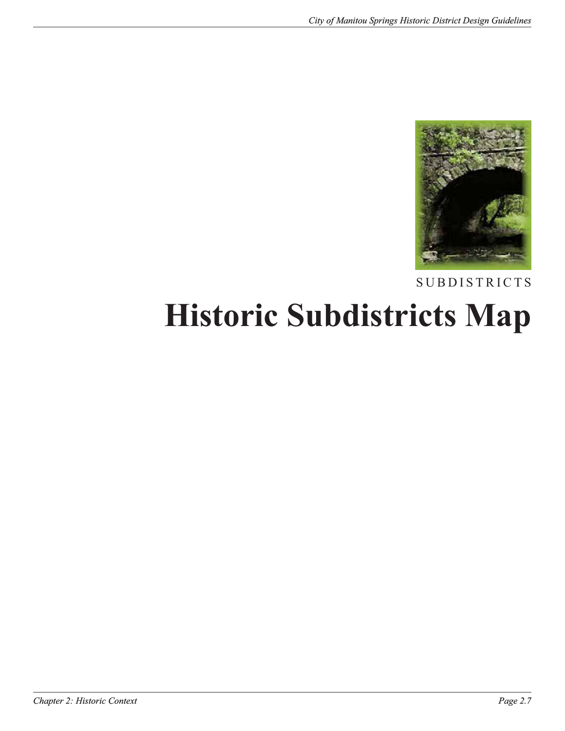SUBDISTRICTS

# Historic Subdistricts Map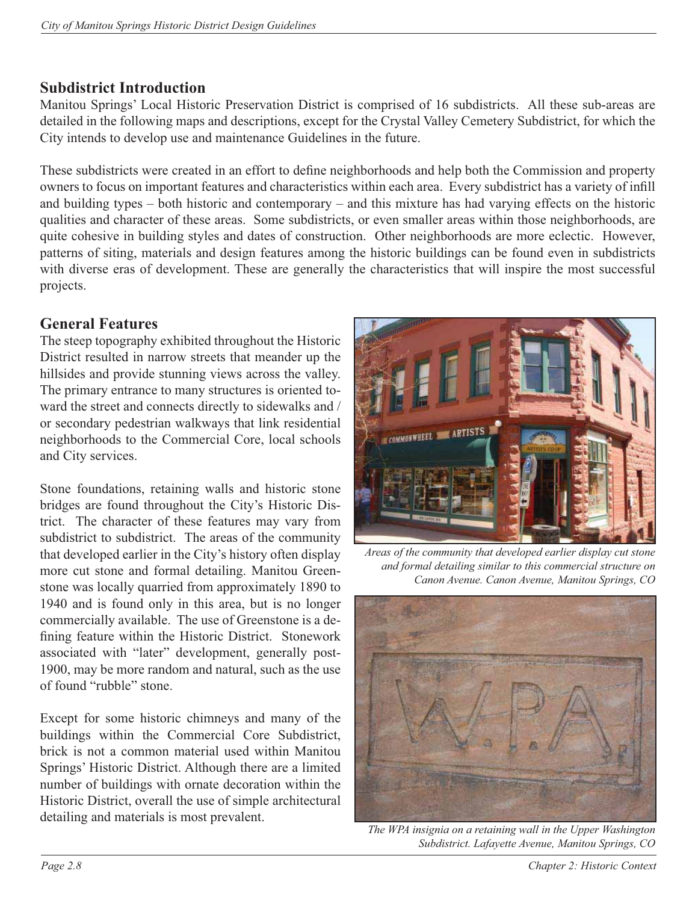## Subdistrict Introduction

Manitou Springs' Local Historic Preservation District is comprised of 16 subdistricts. All these sub-areas are detailed in the following maps and descriptions, except for the Crystal Valley Cemetery Subdistrict, for which the City intends to develop use and maintenance Guidelines in the future.

These subdistricts were created in an effort to define neighborhoods and help both the Commission and property owners to focus on important features and characteristics within each area. Every subdistrict has a variety of infill and building types – both historic and contemporary – and this mixture has had varying effects on the historic qualities and character of these areas. Some subdistricts, or even smaller areas within those neighborhoods, are quite cohesive in building styles and dates of construction. Other neighborhoods are more eclectic. However, patterns of siting, materials and design features among the historic buildings can be found even in subdistricts with diverse eras of development. These are generally the characteristics that will inspire the most successful projects.

## General Features

The steep topography exhibited throughout the Historic District resulted in narrow streets that meander up the hillsides and provide stunning views across the valley. The primary entrance to many structures is oriented toward the street and connects directly to sidewalks and / or secondary pedestrian walkways that link residential neighborhoods to the Commercial Core, local schools and City services.

Stone foundations, retaining walls and historic stone bridges are found throughout the City's Historic District. The character of these features may vary from subdistrict to subdistrict. The areas of the community that developed earlier in the City's history often display more cut stone and formal detailing. Manitou Greenstone was locally quarried from approximately 1890 to 1940 and is found only in this area, but is no longer commercially available. The use of Greenstone is a defining feature within the Historic District. Stonework associated with "later" development, generally post-1900, may be more random and natural, such as the use of found "rubble" stone.

Except for some historic chimneys and many of the buildings within the Commercial Core Subdistrict, brick is not a common material used within Manitou Springs' Historic District. Although there are a limited number of buildings with ornate decoration within the Historic District, overall the use of simple architectural detailing and materials is most prevalent.

*Areas of the community that developed earlier display cut stone and formal detailing similar to this commercial structure on Canon Avenue. Canon Avenue, Manitou Springs, CO*

*The WPA insignia on a retaining wall in the Upper Washington Subdistrict. Lafayette Avenue, Manitou Springs, CO*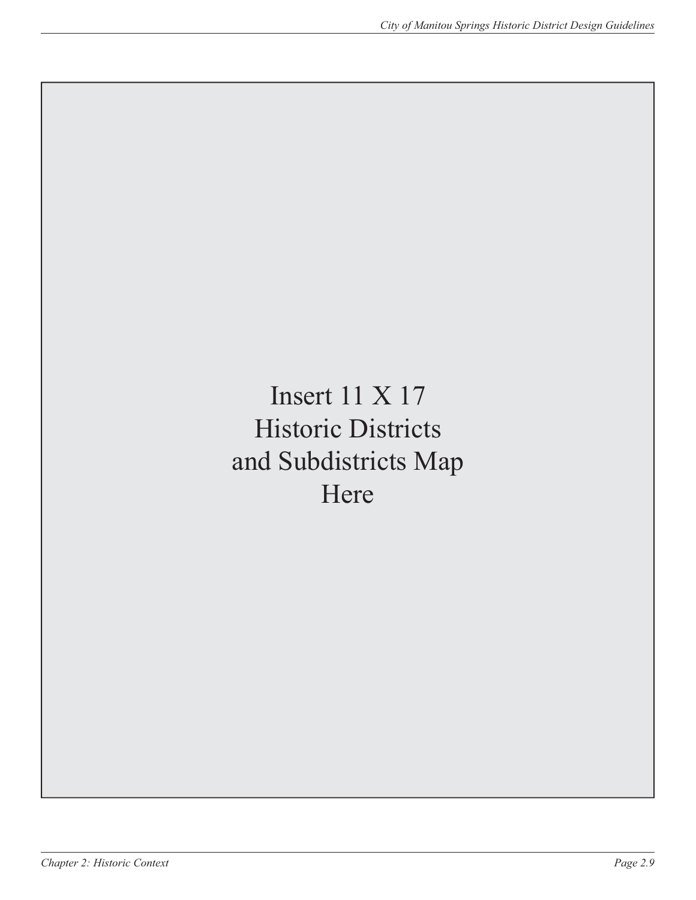Insert 11 X 17
Historic Districts
and Subdistricts Map
Here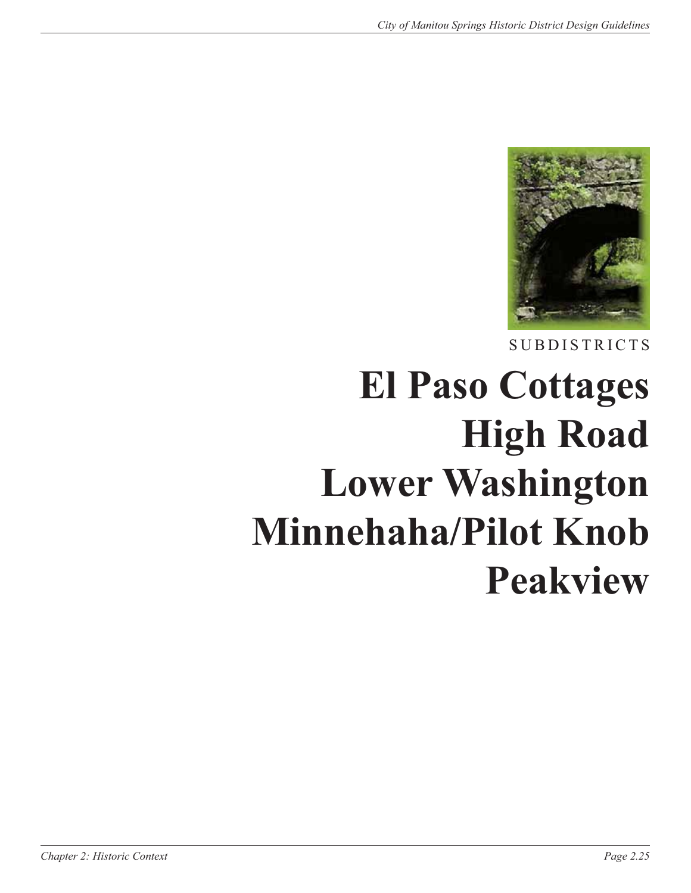SUBDISTRICTS

# El Paso Cottages
# High Road
# Lower Washington
# Minnehaha/Pilot Knob
# Peakview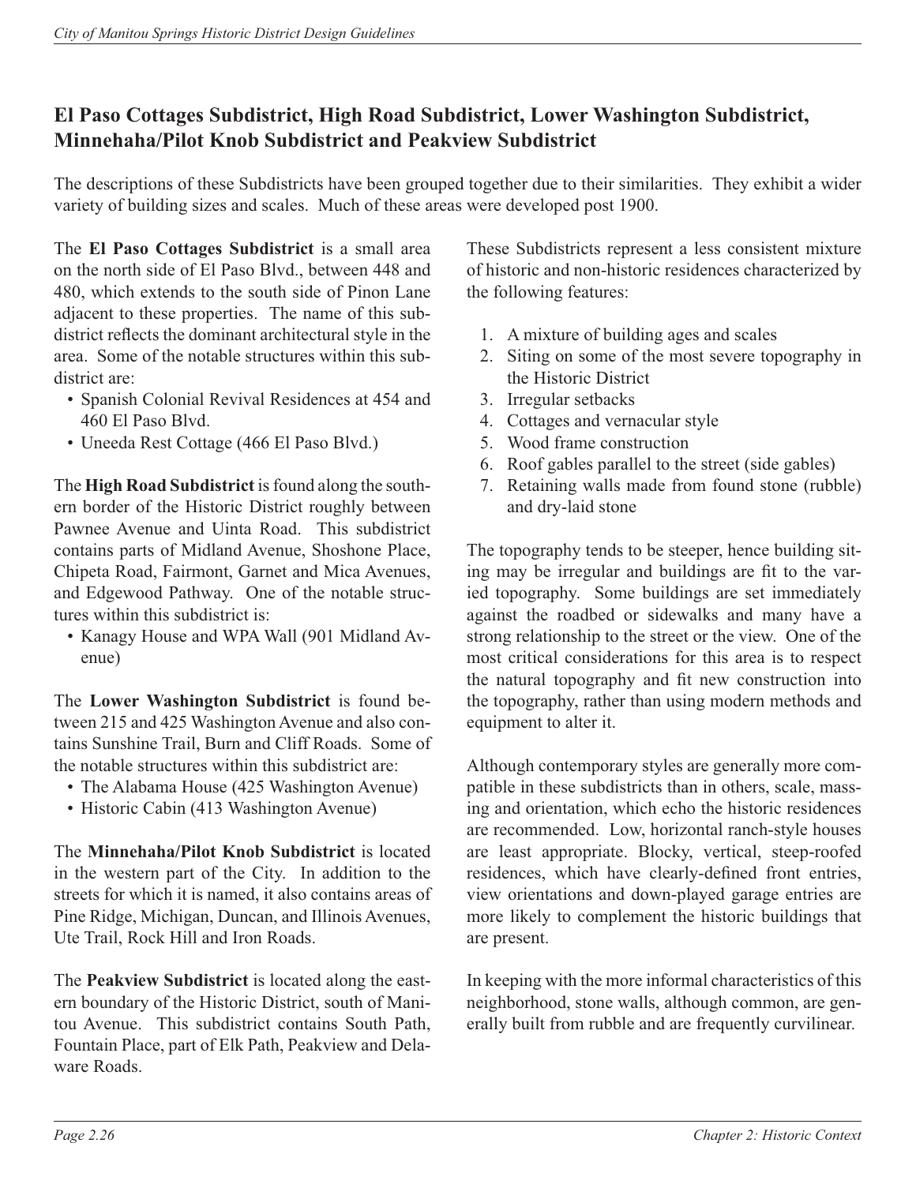## El Paso Cottages Subdistrict, High Road Subdistrict, Lower Washington Subdistrict, Minnehaha/Pilot Knob Subdistrict and Peakview Subdistrict

The descriptions of these Subdistricts have been grouped together due to their similarities. They exhibit a wider variety of building sizes and scales. Much of these areas were developed post 1900.

The **El Paso Cottages Subdistrict** is a small area on the north side of El Paso Blvd., between 448 and 480, which extends to the south side of Pinon Lane adjacent to these properties. The name of this subdistrict reflects the dominant architectural style in the area. Some of the notable structures within this subdistrict are:

- Spanish Colonial Revival Residences at 454 and 460 El Paso Blvd.
- Uneeda Rest Cottage (466 El Paso Blvd.)

The **High Road Subdistrict** is found along the southern border of the Historic District roughly between Pawnee Avenue and Uinta Road. This subdistrict contains parts of Midland Avenue, Shoshone Place, Chipeta Road, Fairmont, Garnet and Mica Avenues, and Edgewood Pathway. One of the notable structures within this subdistrict is:

- Kanagy House and WPA Wall (901 Midland Avenue)

The **Lower Washington Subdistrict** is found between 215 and 425 Washington Avenue and also contains Sunshine Trail, Burn and Cliff Roads. Some of the notable structures within this subdistrict are:

- The Alabama House (425 Washington Avenue)
- Historic Cabin (413 Washington Avenue)

The **Minnehaha/Pilot Knob Subdistrict** is located in the western part of the City. In addition to the streets for which it is named, it also contains areas of Pine Ridge, Michigan, Duncan, and Illinois Avenues, Ute Trail, Rock Hill and Iron Roads.

The **Peakview Subdistrict** is located along the eastern boundary of the Historic District, south of Manitou Avenue. This subdistrict contains South Path, Fountain Place, part of Elk Path, Peakview and Delaware Roads.

These Subdistricts represent a less consistent mixture of historic and non-historic residences characterized by the following features:

1. A mixture of building ages and scales
2. Siting on some of the most severe topography in the Historic District
3. Irregular setbacks
4. Cottages and vernacular style
5. Wood frame construction
6. Roof gables parallel to the street (side gables)
7. Retaining walls made from found stone (rubble) and dry-laid stone

The topography tends to be steeper, hence building siting may be irregular and buildings are fit to the varied topography. Some buildings are set immediately against the roadbed or sidewalks and many have a strong relationship to the street or the view. One of the most critical considerations for this area is to respect the natural topography and fit new construction into the topography, rather than using modern methods and equipment to alter it.

Although contemporary styles are generally more compatible in these subdistricts than in others, scale, massing and orientation, which echo the historic residences are recommended. Low, horizontal ranch-style houses are least appropriate. Blocky, vertical, steep-roofed residences, which have clearly-defined front entries, view orientations and down-played garage entries are more likely to complement the historic buildings that are present.

In keeping with the more informal characteristics of this neighborhood, stone walls, although common, are generally built from rubble and are frequently curvilinear.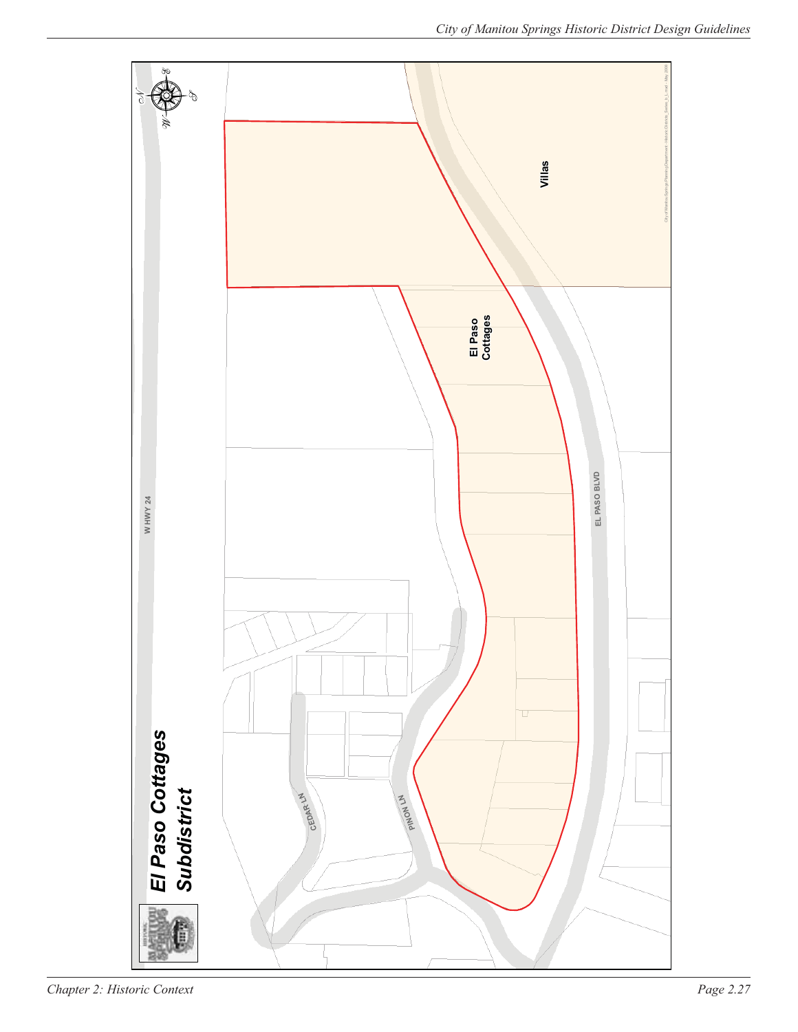# El Paso Cottages Subdistrict

W HWY 24

Villas

El Paso Cottages

EL PASO BLVD

CEDAR LN

PINON LN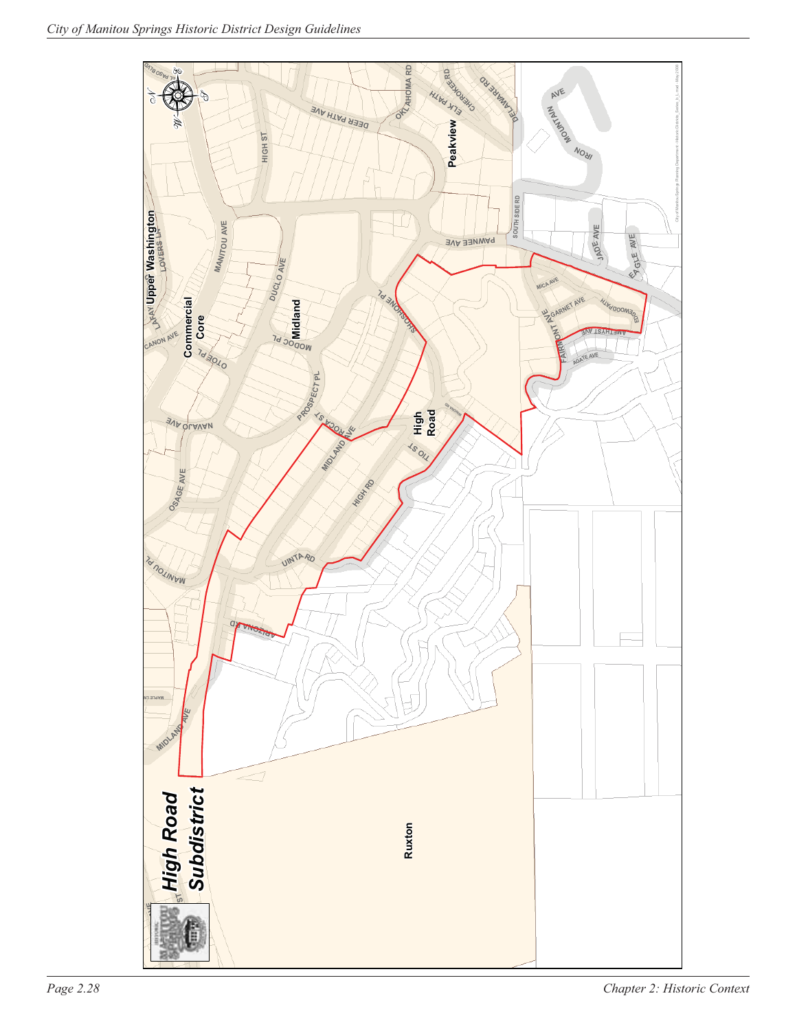# High Road Subdistrict

Upper Washington

Commercial Core

Midland

Peakview

High Road

Ruxton

MANITOU AVE
DUCLO AVE
MODOC PL
OTOE PL
PROSPECT PL
NAVAJO AVE
OSAGE AVE
MANITOU PL
MIDLAND AVE
ROCA ST
HIGH RD
TIO ST
UINTA RD
ARIZONA RD
SHOSHONE PL
PAWNEE AVE
SOUTH SIDE RD
DEER PATH AVE
HIGH ST
OKLAHOMA RD
CHEROKEE RD
ELK PATH
DELAWARE RD
MOUNTAIN AVE
IRON
JADE AVE
EAGLE AVE
MICA AVE
GARNET AVE
EDGEWOOD PATH
AMETHYST AVE
AGATE AVE
FAIRMONT AVE
CANON AVE
LOVERS LN
EL PASO BLVD
MAPLE LN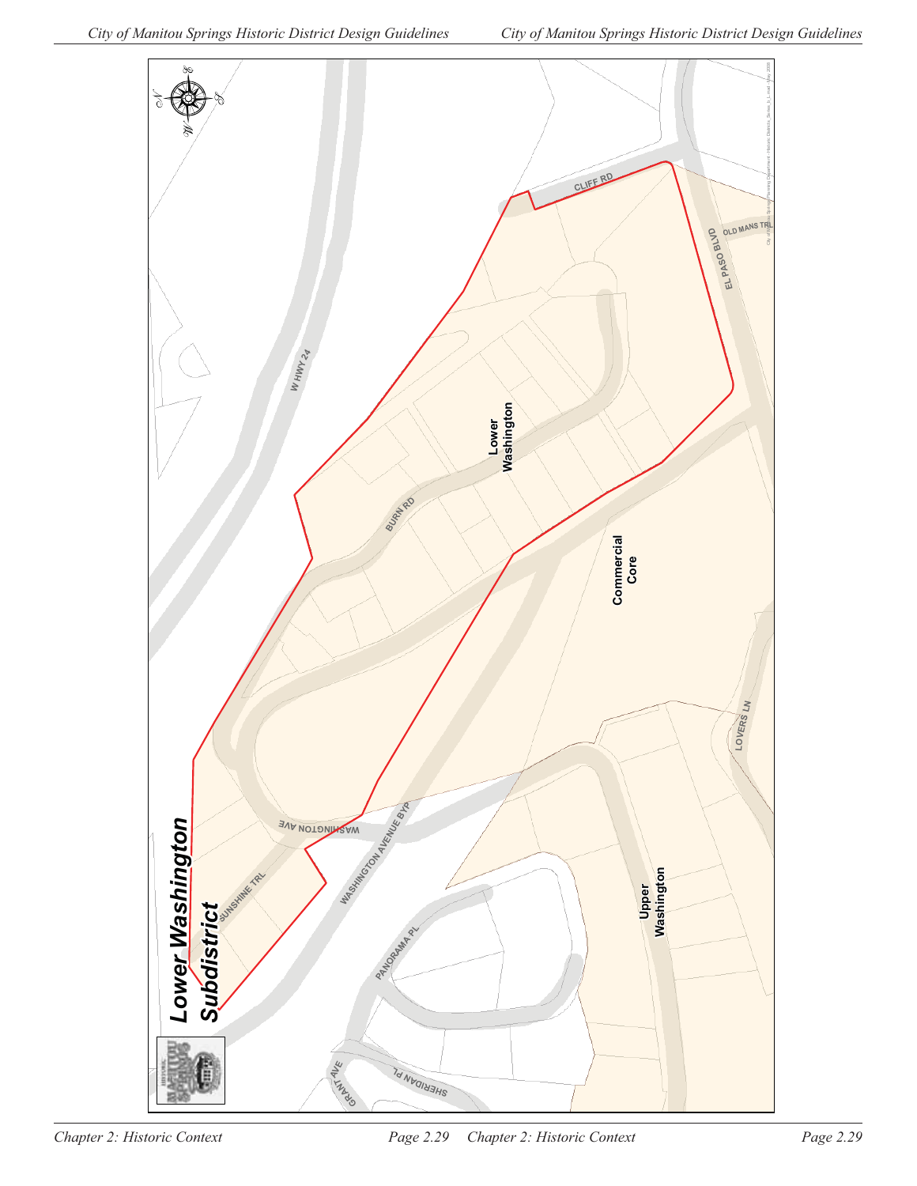# Lower Washington Subdistrict

Lower Washington

Commercial Core

Upper Washington

W HWY 24

CLIFF RD

EL PASO BLVD

OLD MANS TRL

BURN RD

WASHINGTON AVE

WASHINGTON AVENUE BYP

SUNSHINE TRL

PANORAMA PL

GRANT AVE

SHERIDAN PL

LOVERS LN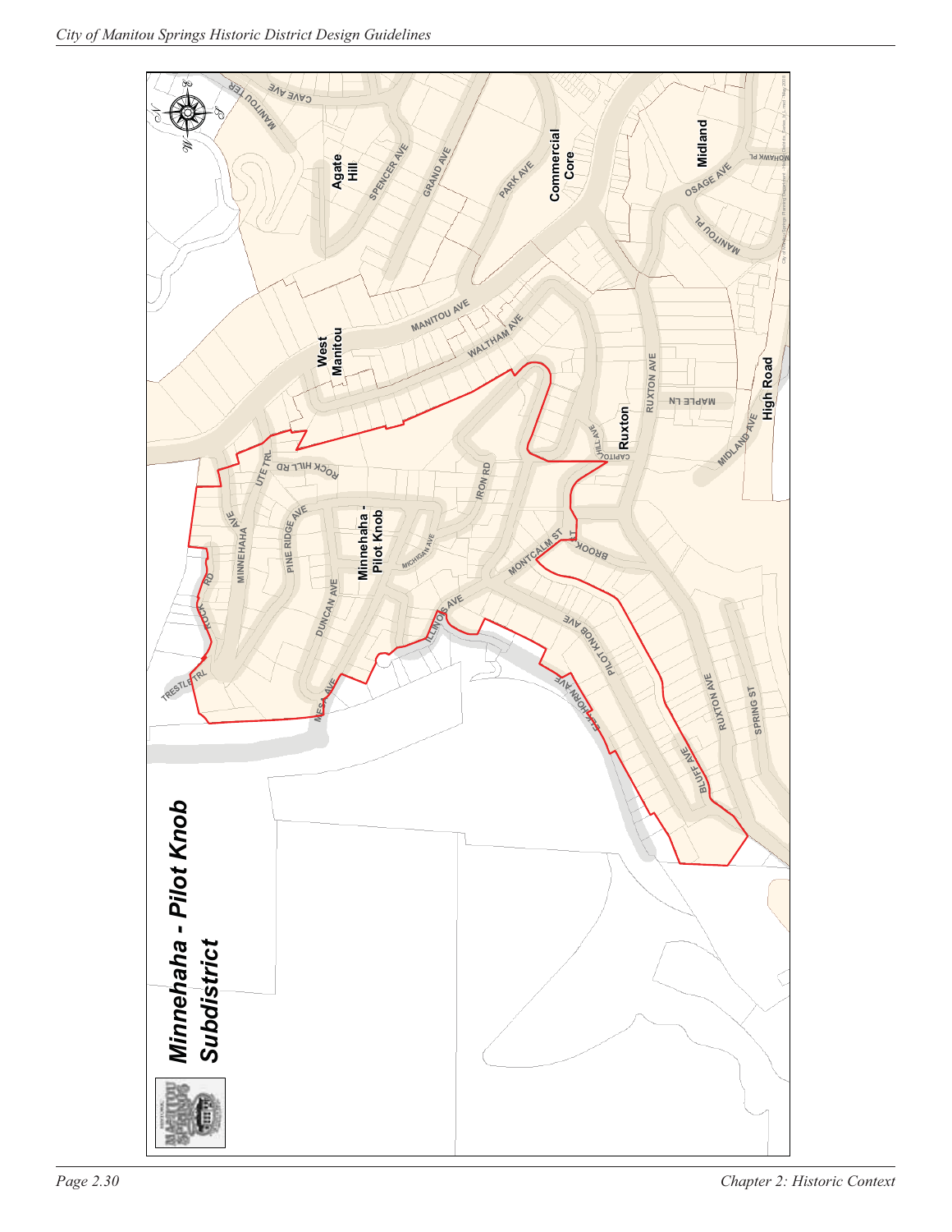# Minnehaha - Pilot Knob Subdistrict

Minnehaha - Pilot Knob

West Manitou

Agate Hill

Commercial Core

Midland

Ruxton

High Road

MANITOU TER

CAVE AVE

SPENCER AVE

GRAND AVE

PARK AVE

OSAGE AVE

MOHAWK PL

MANITOU PL

MANITOU AVE

WALTHAM AVE

RUXTON AVE

MAPLE LN

MIDLAND AVE

CAPITOL HILL AVE

UTE TRL

ROCK HILL RD

IRON RD

PINE RIDGE AVE

MINNEHAHA AVE

MICHIGAN AVE

MONTCALM ST

BROOK ST

ROCK RD

DUNCAN AVE

ILLINOIS AVE

PILOT KNOB AVE

EL PASO AVE

TRESTLE TRL

MESA AVE

RUXTON AVE

SPRING ST

BLUFF AVE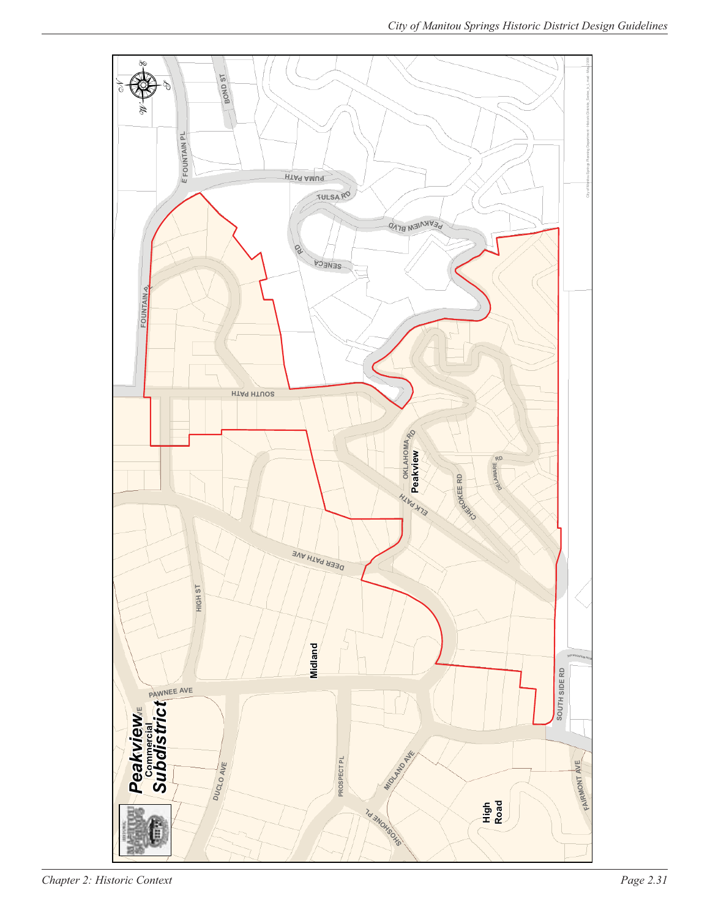**Peakview Commercial Subdistrict**

E FOUNTAIN PL
BOND ST
PUMA PATH
TULSA RD
PEAKVIEW BLVD
SENECA RD
FOUNTAIN PL
SOUTH PATH
OKLAHOMA RD
Peakview
CHEROKEE RD
DELAWARE RD
ELK PATH
DEER PATH AVE
HIGH ST
Midland
PAWNEE AVE
SOUTH SIDE RD
DUCLO AVE
PROSPECT PL
MIDLAND AVE
SHOSHONE PL
High Road
FAIRMONT AVE